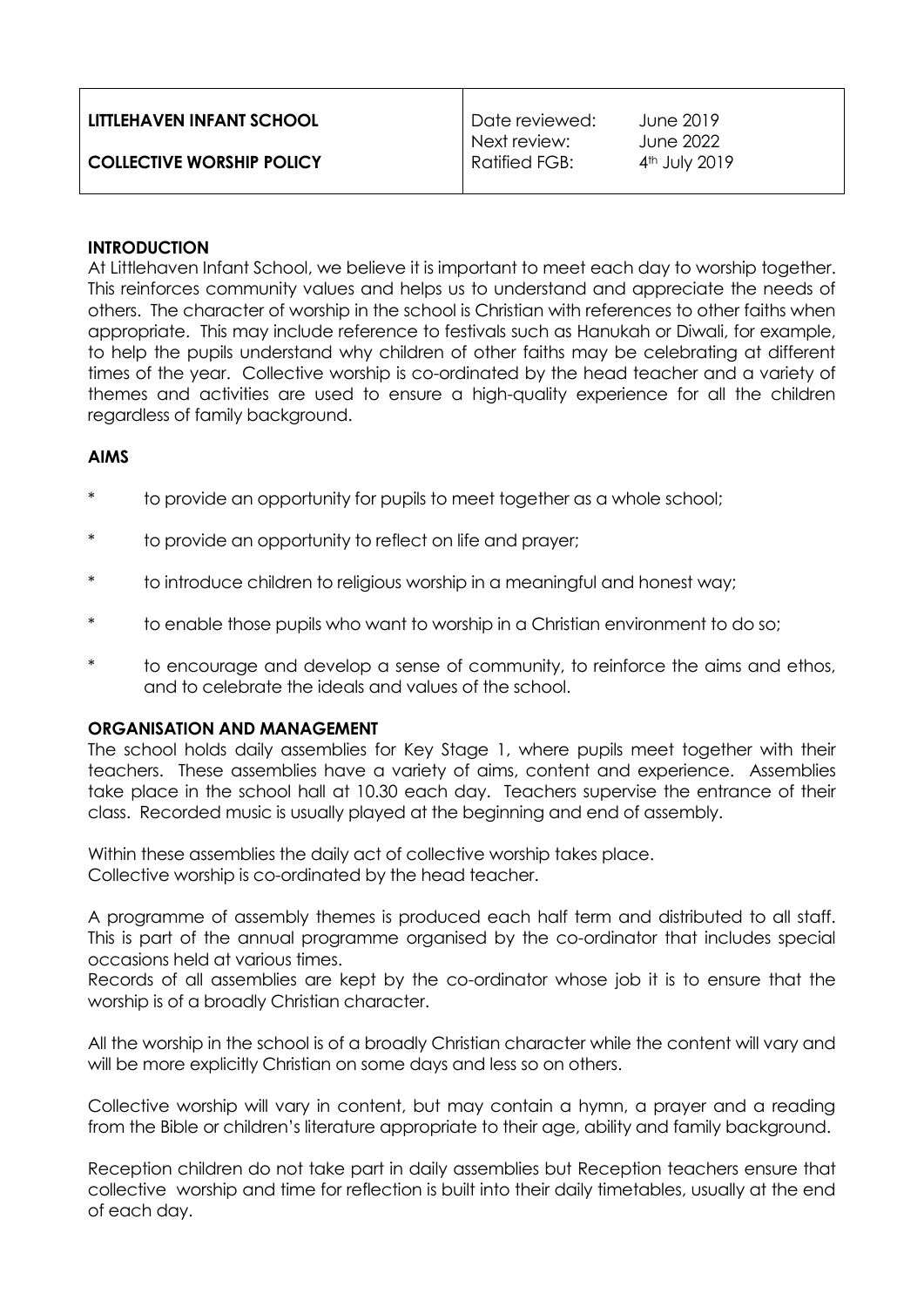| LITTLEHAVEN INFANT SCHOOL<br><br>COLLECTIVE WORSHIP POLICY | Date reviewed:<br>Next review:<br>Ratified FGB: | June 2019<br>June 2022<br>4th July 2019 |
|---|---|---|

## INTRODUCTION

At Littlehaven Infant School, we believe it is important to meet each day to worship together. This reinforces community values and helps us to understand and appreciate the needs of others. The character of worship in the school is Christian with references to other faiths when appropriate. This may include reference to festivals such as Hanukah or Diwali, for example, to help the pupils understand why children of other faiths may be celebrating at different times of the year. Collective worship is co-ordinated by the head teacher and a variety of themes and activities are used to ensure a high-quality experience for all the children regardless of family background.

## AIMS

* to provide an opportunity for pupils to meet together as a whole school;
* to provide an opportunity to reflect on life and prayer;
* to introduce children to religious worship in a meaningful and honest way;
* to enable those pupils who want to worship in a Christian environment to do so;
* to encourage and develop a sense of community, to reinforce the aims and ethos, and to celebrate the ideals and values of the school.

## ORGANISATION AND MANAGEMENT

The school holds daily assemblies for Key Stage 1, where pupils meet together with their teachers. These assemblies have a variety of aims, content and experience. Assemblies take place in the school hall at 10.30 each day. Teachers supervise the entrance of their class. Recorded music is usually played at the beginning and end of assembly.

Within these assemblies the daily act of collective worship takes place.
Collective worship is co-ordinated by the head teacher.

A programme of assembly themes is produced each half term and distributed to all staff. This is part of the annual programme organised by the co-ordinator that includes special occasions held at various times.
Records of all assemblies are kept by the co-ordinator whose job it is to ensure that the worship is of a broadly Christian character.

All the worship in the school is of a broadly Christian character while the content will vary and will be more explicitly Christian on some days and less so on others.

Collective worship will vary in content, but may contain a hymn, a prayer and a reading from the Bible or children's literature appropriate to their age, ability and family background.

Reception children do not take part in daily assemblies but Reception teachers ensure that collective worship and time for reflection is built into their daily timetables, usually at the end of each day.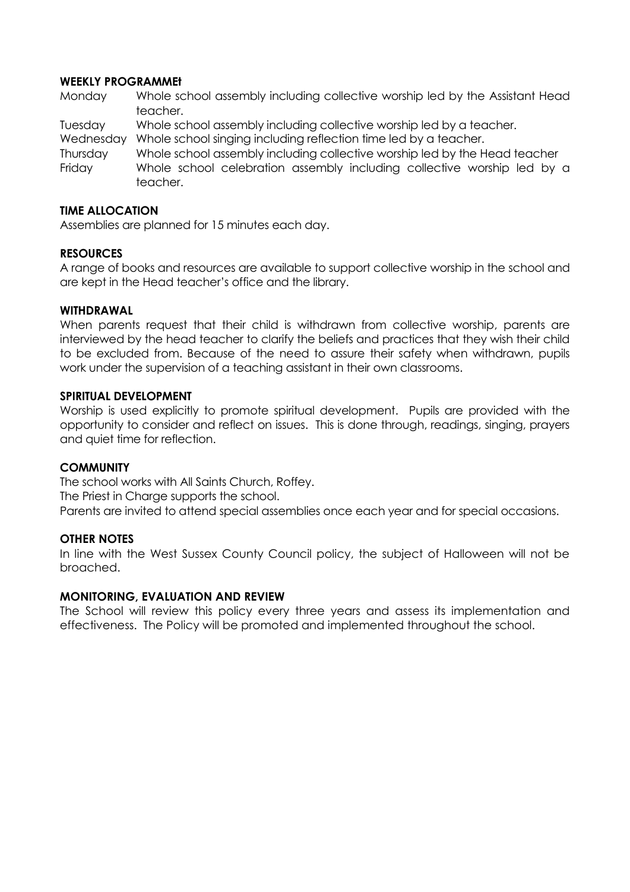**WEEKLY PROGRAMMEt**

| | |
|---|---|
| Monday | Whole school assembly including collective worship led by the Assistant Head teacher. |
| Tuesday | Whole school assembly including collective worship led by a teacher. |
| Wednesday | Whole school singing including reflection time led by a teacher. |
| Thursday | Whole school assembly including collective worship led by the Head teacher |
| Friday | Whole school celebration assembly including collective worship led by a teacher. |

**TIME ALLOCATION**

Assemblies are planned for 15 minutes each day.

**RESOURCES**

A range of books and resources are available to support collective worship in the school and are kept in the Head teacher's office and the library.

**WITHDRAWAL**

When parents request that their child is withdrawn from collective worship, parents are interviewed by the head teacher to clarify the beliefs and practices that they wish their child to be excluded from. Because of the need to assure their safety when withdrawn, pupils work under the supervision of a teaching assistant in their own classrooms.

**SPIRITUAL DEVELOPMENT**

Worship is used explicitly to promote spiritual development. Pupils are provided with the opportunity to consider and reflect on issues. This is done through, readings, singing, prayers and quiet time for reflection.

**COMMUNITY**

The school works with All Saints Church, Roffey.
The Priest in Charge supports the school.
Parents are invited to attend special assemblies once each year and for special occasions.

**OTHER NOTES**

In line with the West Sussex County Council policy, the subject of Halloween will not be broached.

**MONITORING, EVALUATION AND REVIEW**

The School will review this policy every three years and assess its implementation and effectiveness. The Policy will be promoted and implemented throughout the school.